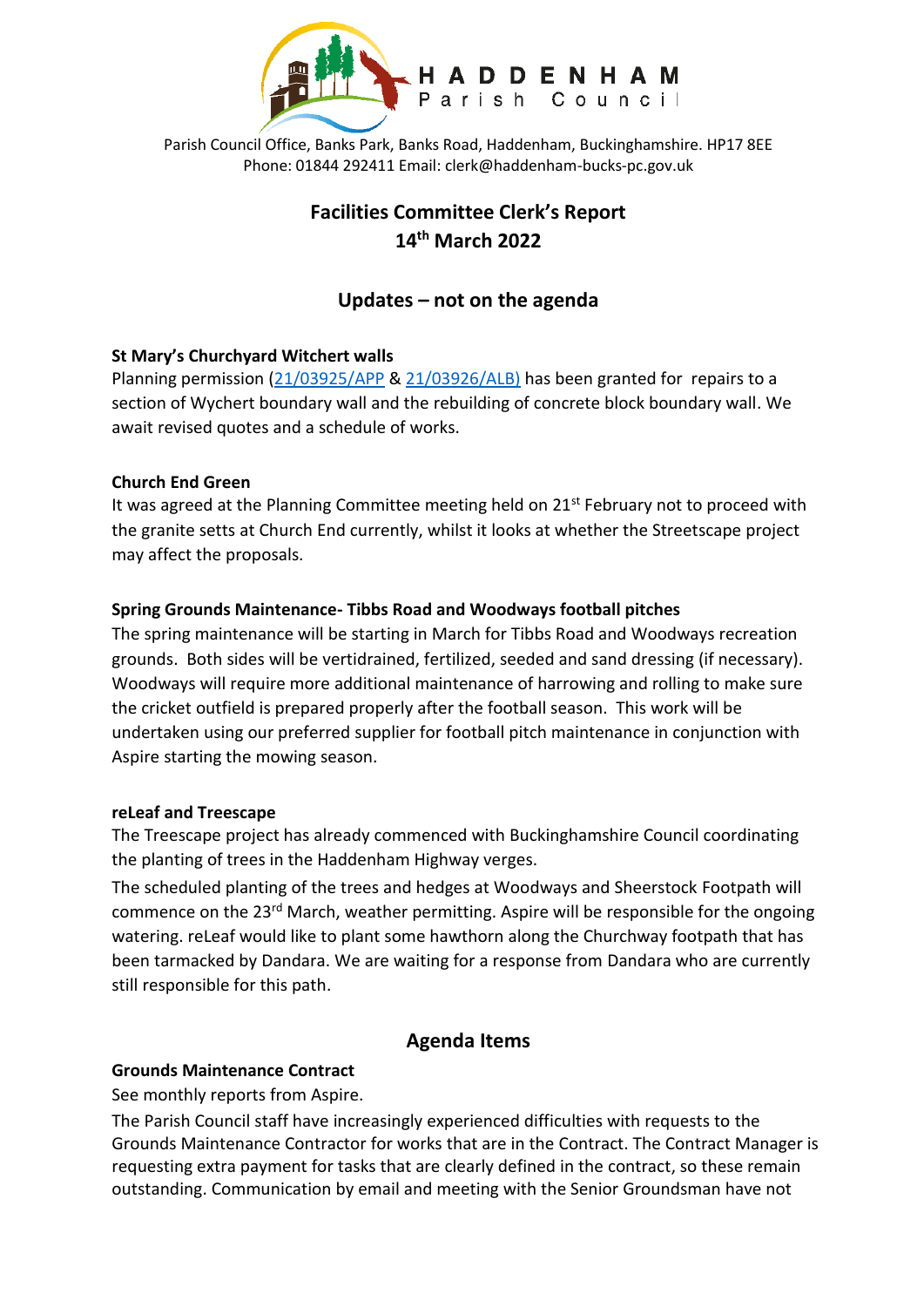HADDENHAM Parish Council

Parish Council Office, Banks Park, Banks Road, Haddenham, Buckinghamshire. HP17 8EE
Phone: 01844 292411 Email: clerk@haddenham-bucks-pc.gov.uk

# Facilities Committee Clerk's Report
# 14th March 2022

## Updates – not on the agenda

**St Mary's Churchyard Witchert walls**

Planning permission (21/03925/APP & 21/03926/ALB) has been granted for repairs to a section of Wychert boundary wall and the rebuilding of concrete block boundary wall. We await revised quotes and a schedule of works.

**Church End Green**

It was agreed at the Planning Committee meeting held on 21st February not to proceed with the granite setts at Church End currently, whilst it looks at whether the Streetscape project may affect the proposals.

**Spring Grounds Maintenance- Tibbs Road and Woodways football pitches**

The spring maintenance will be starting in March for Tibbs Road and Woodways recreation grounds. Both sides will be vertidrained, fertilized, seeded and sand dressing (if necessary). Woodways will require more additional maintenance of harrowing and rolling to make sure the cricket outfield is prepared properly after the football season. This work will be undertaken using our preferred supplier for football pitch maintenance in conjunction with Aspire starting the mowing season.

**reLeaf and Treescape**

The Treescape project has already commenced with Buckinghamshire Council coordinating the planting of trees in the Haddenham Highway verges.

The scheduled planting of the trees and hedges at Woodways and Sheerstock Footpath will commence on the 23rd March, weather permitting. Aspire will be responsible for the ongoing watering. reLeaf would like to plant some hawthorn along the Churchway footpath that has been tarmacked by Dandara. We are waiting for a response from Dandara who are currently still responsible for this path.

## Agenda Items

**Grounds Maintenance Contract**

See monthly reports from Aspire.

The Parish Council staff have increasingly experienced difficulties with requests to the Grounds Maintenance Contractor for works that are in the Contract. The Contract Manager is requesting extra payment for tasks that are clearly defined in the contract, so these remain outstanding. Communication by email and meeting with the Senior Groundsman have not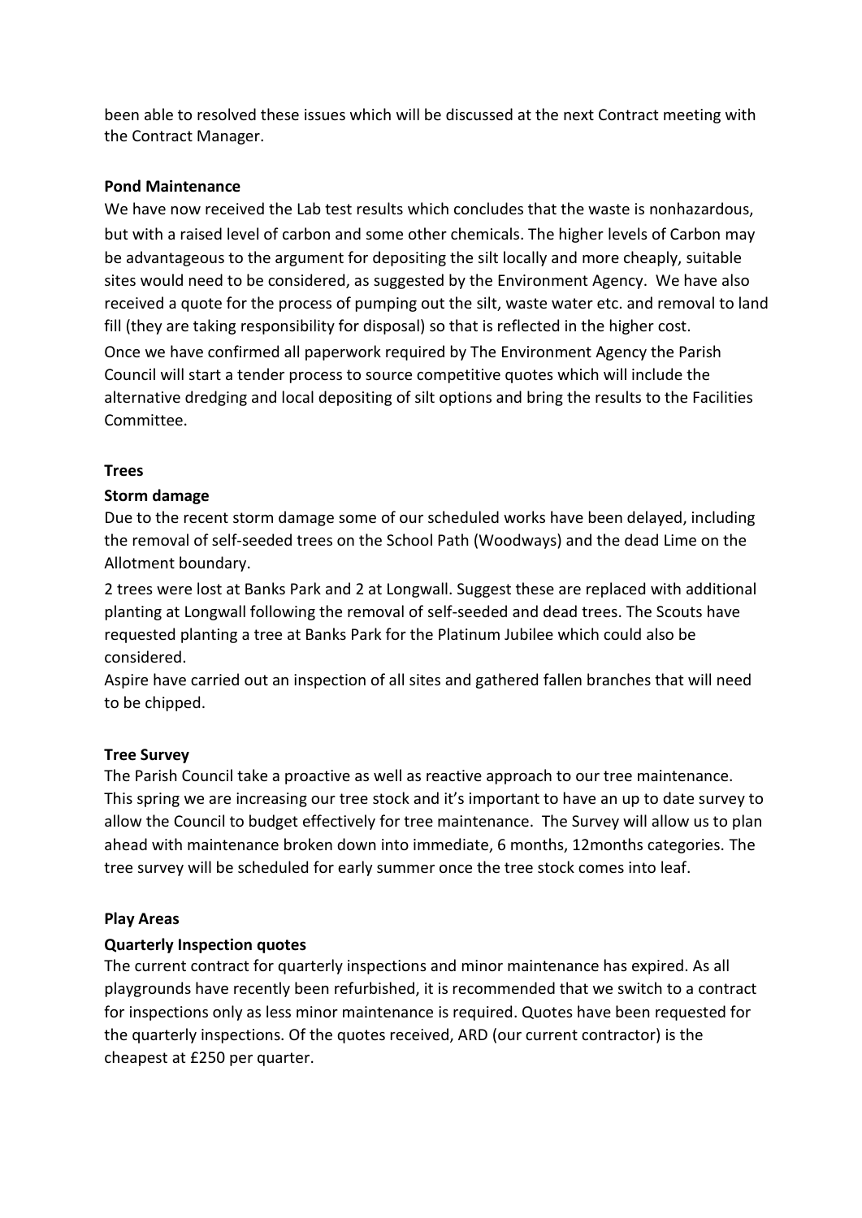been able to resolved these issues which will be discussed at the next Contract meeting with the Contract Manager.

**Pond Maintenance**

We have now received the Lab test results which concludes that the waste is nonhazardous, but with a raised level of carbon and some other chemicals. The higher levels of Carbon may be advantageous to the argument for depositing the silt locally and more cheaply, suitable sites would need to be considered, as suggested by the Environment Agency. We have also received a quote for the process of pumping out the silt, waste water etc. and removal to land fill (they are taking responsibility for disposal) so that is reflected in the higher cost.

Once we have confirmed all paperwork required by The Environment Agency the Parish Council will start a tender process to source competitive quotes which will include the alternative dredging and local depositing of silt options and bring the results to the Facilities Committee.

**Trees**

**Storm damage**

Due to the recent storm damage some of our scheduled works have been delayed, including the removal of self-seeded trees on the School Path (Woodways) and the dead Lime on the Allotment boundary.

2 trees were lost at Banks Park and 2 at Longwall. Suggest these are replaced with additional planting at Longwall following the removal of self-seeded and dead trees. The Scouts have requested planting a tree at Banks Park for the Platinum Jubilee which could also be considered.

Aspire have carried out an inspection of all sites and gathered fallen branches that will need to be chipped.

**Tree Survey**

The Parish Council take a proactive as well as reactive approach to our tree maintenance. This spring we are increasing our tree stock and it's important to have an up to date survey to allow the Council to budget effectively for tree maintenance. The Survey will allow us to plan ahead with maintenance broken down into immediate, 6 months, 12months categories. The tree survey will be scheduled for early summer once the tree stock comes into leaf.

**Play Areas**

**Quarterly Inspection quotes**

The current contract for quarterly inspections and minor maintenance has expired. As all playgrounds have recently been refurbished, it is recommended that we switch to a contract for inspections only as less minor maintenance is required. Quotes have been requested for the quarterly inspections. Of the quotes received, ARD (our current contractor) is the cheapest at £250 per quarter.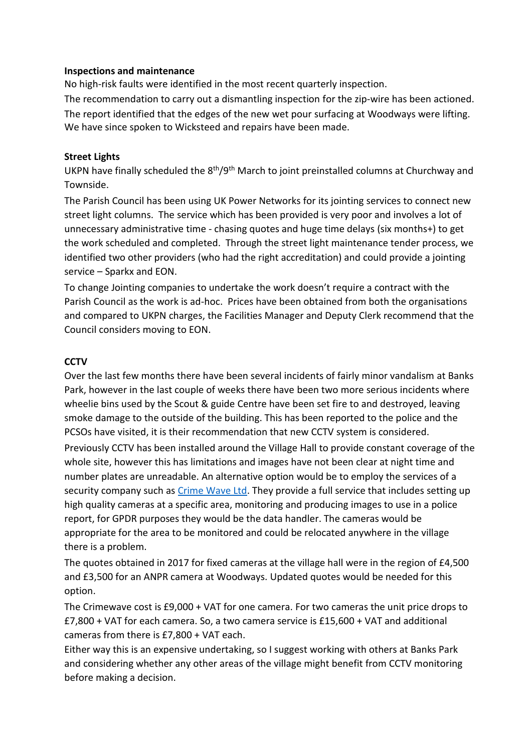**Inspections and maintenance**

No high-risk faults were identified in the most recent quarterly inspection.

The recommendation to carry out a dismantling inspection for the zip-wire has been actioned.

The report identified that the edges of the new wet pour surfacing at Woodways were lifting. We have since spoken to Wicksteed and repairs have been made.

**Street Lights**

UKPN have finally scheduled the 8th/9th March to joint preinstalled columns at Churchway and Townside.

The Parish Council has been using UK Power Networks for its jointing services to connect new street light columns. The service which has been provided is very poor and involves a lot of unnecessary administrative time - chasing quotes and huge time delays (six months+) to get the work scheduled and completed. Through the street light maintenance tender process, we identified two other providers (who had the right accreditation) and could provide a jointing service – Sparkx and EON.

To change Jointing companies to undertake the work doesn't require a contract with the Parish Council as the work is ad-hoc. Prices have been obtained from both the organisations and compared to UKPN charges, the Facilities Manager and Deputy Clerk recommend that the Council considers moving to EON.

**CCTV**

Over the last few months there have been several incidents of fairly minor vandalism at Banks Park, however in the last couple of weeks there have been two more serious incidents where wheelie bins used by the Scout & guide Centre have been set fire to and destroyed, leaving smoke damage to the outside of the building. This has been reported to the police and the PCSOs have visited, it is their recommendation that new CCTV system is considered.

Previously CCTV has been installed around the Village Hall to provide constant coverage of the whole site, however this has limitations and images have not been clear at night time and number plates are unreadable. An alternative option would be to employ the services of a security company such as [Crime Wave Ltd](). They provide a full service that includes setting up high quality cameras at a specific area, monitoring and producing images to use in a police report, for GPDR purposes they would be the data handler. The cameras would be appropriate for the area to be monitored and could be relocated anywhere in the village there is a problem.

The quotes obtained in 2017 for fixed cameras at the village hall were in the region of £4,500 and £3,500 for an ANPR camera at Woodways. Updated quotes would be needed for this option.

The Crimewave cost is £9,000 + VAT for one camera. For two cameras the unit price drops to £7,800 + VAT for each camera. So, a two camera service is £15,600 + VAT and additional cameras from there is £7,800 + VAT each.

Either way this is an expensive undertaking, so I suggest working with others at Banks Park and considering whether any other areas of the village might benefit from CCTV monitoring before making a decision.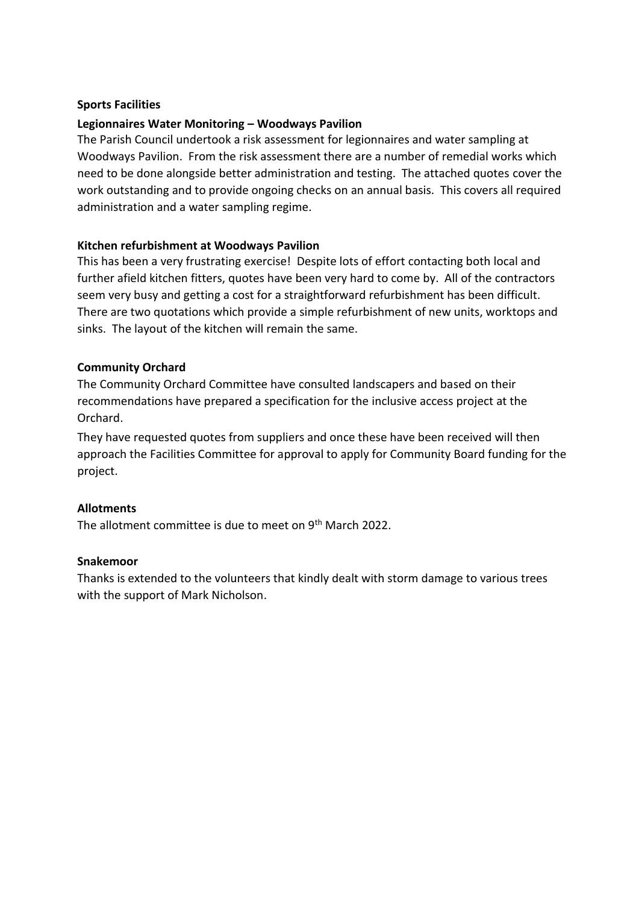**Sports Facilities**

**Legionnaires Water Monitoring – Woodways Pavilion**

The Parish Council undertook a risk assessment for legionnaires and water sampling at Woodways Pavilion. From the risk assessment there are a number of remedial works which need to be done alongside better administration and testing. The attached quotes cover the work outstanding and to provide ongoing checks on an annual basis. This covers all required administration and a water sampling regime.

**Kitchen refurbishment at Woodways Pavilion**

This has been a very frustrating exercise! Despite lots of effort contacting both local and further afield kitchen fitters, quotes have been very hard to come by. All of the contractors seem very busy and getting a cost for a straightforward refurbishment has been difficult. There are two quotations which provide a simple refurbishment of new units, worktops and sinks. The layout of the kitchen will remain the same.

**Community Orchard**

The Community Orchard Committee have consulted landscapers and based on their recommendations have prepared a specification for the inclusive access project at the Orchard.

They have requested quotes from suppliers and once these have been received will then approach the Facilities Committee for approval to apply for Community Board funding for the project.

**Allotments**

The allotment committee is due to meet on 9th March 2022.

**Snakemoor**

Thanks is extended to the volunteers that kindly dealt with storm damage to various trees with the support of Mark Nicholson.